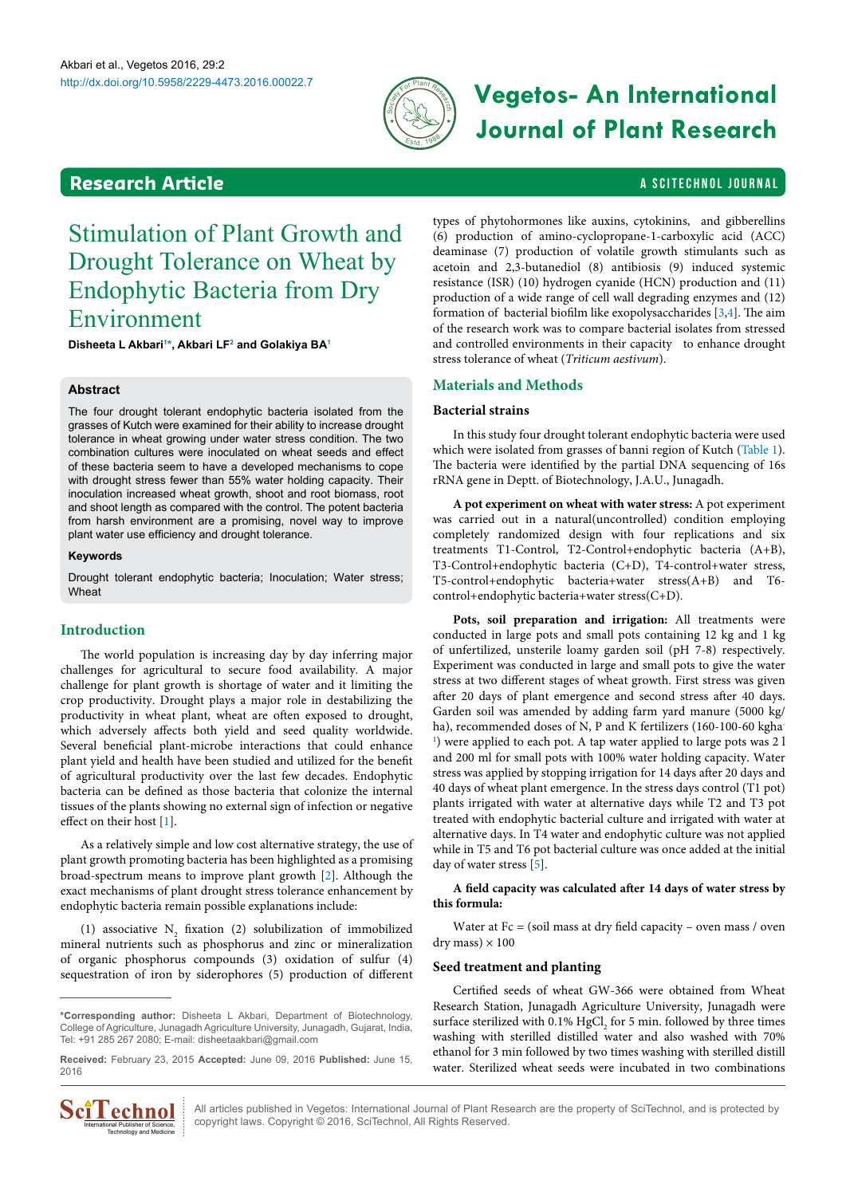# Stimulation of Plant Growth and Drought Tolerance on Wheat by Endophytic Bacteria from Dry Environment

**Disheeta L Akbari[1]*, Akbari LF[2] and Golakiya BA[1]**

## Abstract

The four drought tolerant endophytic bacteria isolated from the grasses of Kutch were examined for their ability to increase drought tolerance in wheat growing under water stress condition. The two combination cultures were inoculated on wheat seeds and effect of these bacteria seem to have a developed mechanisms to cope with drought stress fewer than 55% water holding capacity. Their inoculation increased wheat growth, shoot and root biomass, root and shoot length as compared with the control. The potent bacteria from harsh environment are a promising, novel way to improve plant water use efficiency and drought tolerance.

### Keywords

Drought tolerant endophytic bacteria; Inoculation; Water stress; Wheat

## Introduction

The world population is increasing day by day inferring major challenges for agricultural to secure food availability. A major challenge for plant growth is shortage of water and it limiting the crop productivity. Drought plays a major role in destabilizing the productivity in wheat plant, wheat are often exposed to drought, which adversely affects both yield and seed quality worldwide. Several beneficial plant-microbe interactions that could enhance plant yield and health have been studied and utilized for the benefit of agricultural productivity over the last few decades. Endophytic bacteria can be defined as those bacteria that colonize the internal tissues of the plants showing no external sign of infection or negative effect on their host [1].

As a relatively simple and low cost alternative strategy, the use of plant growth promoting bacteria has been highlighted as a promising broad-spectrum means to improve plant growth [2]. Although the exact mechanisms of plant drought stress tolerance enhancement by endophytic bacteria remain possible explanations include:

(1) associative $N_2$ fixation (2) solubilization of immobilized mineral nutrients such as phosphorus and zinc or mineralization of organic phosphorus compounds (3) oxidation of sulfur (4) sequestration of iron by siderophores (5) production of different types of phytohormones like auxins, cytokinins, and gibberellins (6) production of amino-cyclopropane-1-carboxylic acid (ACC) deaminase (7) production of volatile growth stimulants such as acetoin and 2,3-butanediol (8) antibiosis (9) induced systemic resistance (ISR) (10) hydrogen cyanide (HCN) production and (11) production of a wide range of cell wall degrading enzymes and (12) formation of bacterial biofilm like exopolysaccharides [3,4]. The aim of the research work was to compare bacterial isolates from stressed and controlled environments in their capacity to enhance drought stress tolerance of wheat (*Triticum aestivum*).

## Materials and Methods

### Bacterial strains

In this study four drought tolerant endophytic bacteria were used which were isolated from grasses of banni region of Kutch (Table 1). The bacteria were identified by the partial DNA sequencing of 16s rRNA gene in Deptt. of Biotechnology, J.A.U., Junagadh.

**A pot experiment on wheat with water stress:** A pot experiment was carried out in a natural(uncontrolled) condition employing completely randomized design with four replications and six treatments T1-Control, T2-Control+endophytic bacteria (A+B), T3-Control+endophytic bacteria (C+D), T4-control+water stress, T5-control+endophytic bacteria+water stress(A+B) and T6-control+endophytic bacteria+water stress(C+D).

**Pots, soil preparation and irrigation:** All treatments were conducted in large pots and small pots containing 12 kg and 1 kg of unfertilized, unsterile loamy garden soil (pH 7-8) respectively. Experiment was conducted in large and small pots to give the water stress at two different stages of wheat growth. First stress was given after 20 days of plant emergence and second stress after 40 days. Garden soil was amended by adding farm yard manure (5000 kg/ha), recommended doses of N, P and K fertilizers (160-100-60 kgha$^{-1}$) were applied to each pot. A tap water applied to large pots was 2 l and 200 ml for small pots with 100% water holding capacity. Water stress was applied by stopping irrigation for 14 days after 20 days and 40 days of wheat plant emergence. In the stress days control (T1 pot) plants irrigated with water at alternative days while T2 and T3 pot treated with endophytic bacterial culture and irrigated with water at alternative days. In T4 water and endophytic culture was not applied while in T5 and T6 pot bacterial culture was once added at the initial day of water stress [5].

**A field capacity was calculated after 14 days of water stress by this formula:**

Water at Fc = (soil mass at dry field capacity – oven mass / oven dry mass) × 100

### Seed treatment and planting

Certified seeds of wheat GW-366 were obtained from Wheat Research Station, Junagadh Agriculture University, Junagadh were surface sterilized with 0.1% $HgCl_2$ for 5 min. followed by three times washing with sterilled distilled water and also washed with 70% ethanol for 3 min followed by two times washing with sterilled distill water. Sterilized wheat seeds were incubated in two combinations

---

*Corresponding author: Disheeta L Akbari, Department of Biotechnology, College of Agriculture, Junagadh Agriculture University, Junagadh, Gujarat, India, Tel: +91 285 267 2080; E-mail: disheetaakbari@gmail.com

**Received:** February 23, 2015 **Accepted:** June 09, 2016 **Published:** June 15, 2016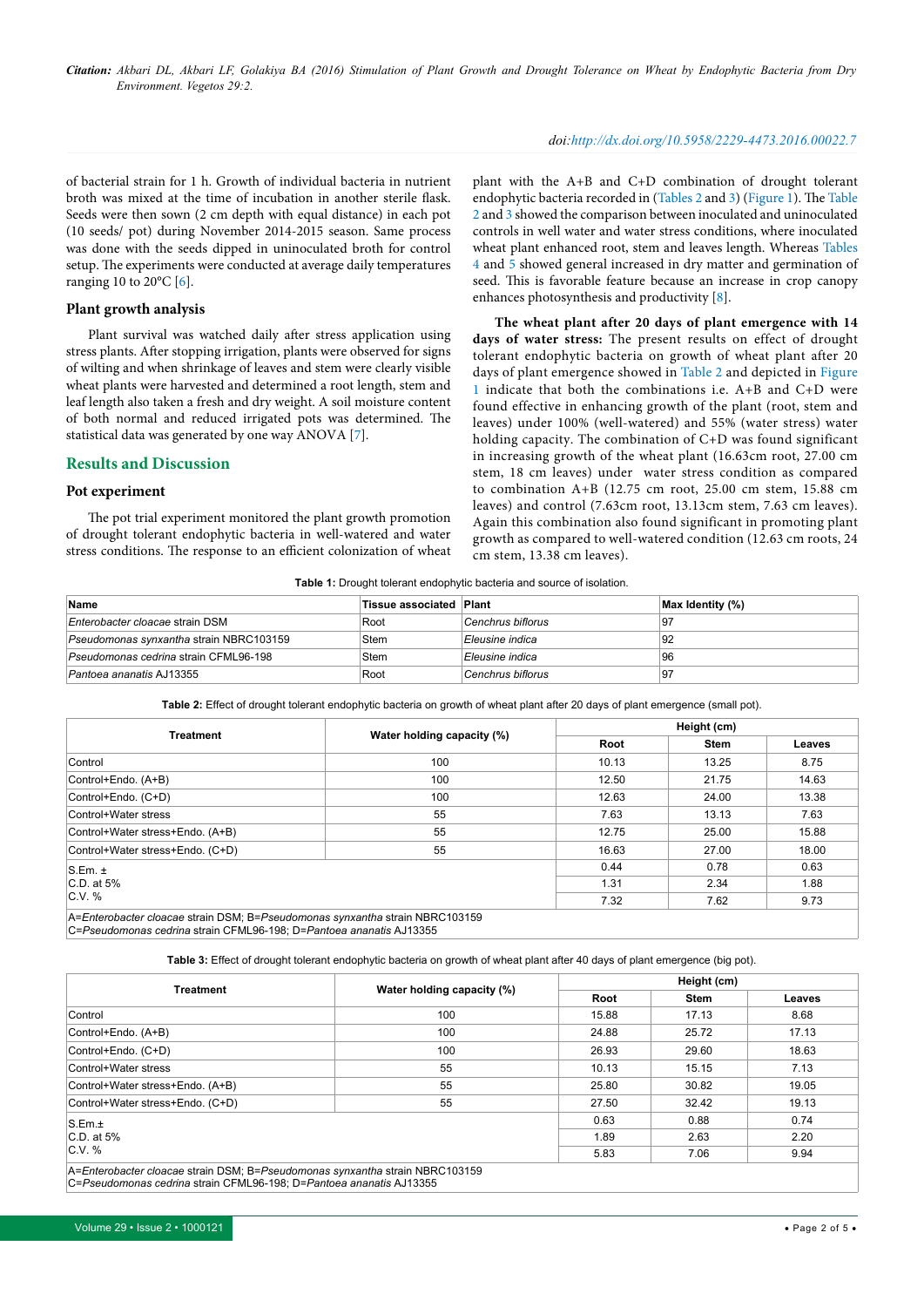of bacterial strain for 1 h. Growth of individual bacteria in nutrient broth was mixed at the time of incubation in another sterile flask. Seeds were then sown (2 cm depth with equal distance) in each pot (10 seeds/ pot) during November 2014-2015 season. Same process was done with the seeds dipped in uninoculated broth for control setup. The experiments were conducted at average daily temperatures ranging 10 to 20°C [6].

### Plant growth analysis

Plant survival was watched daily after stress application using stress plants. After stopping irrigation, plants were observed for signs of wilting and when shrinkage of leaves and stem were clearly visible wheat plants were harvested and determined a root length, stem and leaf length also taken a fresh and dry weight. A soil moisture content of both normal and reduced irrigated pots was determined. The statistical data was generated by one way ANOVA [7].

## Results and Discussion

### Pot experiment

The pot trial experiment monitored the plant growth promotion of drought tolerant endophytic bacteria in well-watered and water stress conditions. The response to an efficient colonization of wheat plant with the A+B and C+D combination of drought tolerant endophytic bacteria recorded in (Tables 2 and 3) (Figure 1). The Table 2 and 3 showed the comparison between inoculated and uninoculated controls in well water and water stress conditions, where inoculated wheat plant enhanced root, stem and leaves length. Whereas Tables 4 and 5 showed general increased in dry matter and germination of seed. This is favorable feature because an increase in crop canopy enhances photosynthesis and productivity [8].

**The wheat plant after 20 days of plant emergence with 14 days of water stress:** The present results on effect of drought tolerant endophytic bacteria on growth of wheat plant after 20 days of plant emergence showed in Table 2 and depicted in Figure 1 indicate that both the combinations i.e. A+B and C+D were found effective in enhancing growth of the plant (root, stem and leaves) under 100% (well-watered) and 55% (water stress) water holding capacity. The combination of C+D was found significant in increasing growth of the wheat plant (16.63cm root, 27.00 cm stem, 18 cm leaves) under water stress condition as compared to combination A+B (12.75 cm root, 25.00 cm stem, 15.88 cm leaves) and control (7.63cm root, 13.13cm stem, 7.63 cm leaves). Again this combination also found significant in promoting plant growth as compared to well-watered condition (12.63 cm roots, 24 cm stem, 13.38 cm leaves).

**Table 1:** Drought tolerant endophytic bacteria and source of isolation.

| Name | Tissue associated | Plant | Max Identity (%) |
|---|---|---|---|
| *Enterobacter cloacae* strain DSM | Root | *Cenchrus biflorus* | 97 |
| *Pseudomonas synxantha* strain NBRC103159 | Stem | *Eleusine indica* | 92 |
| *Pseudomonas cedrina* strain CFML96-198 | Stem | *Eleusine indica* | 96 |
| *Pantoea ananatis* AJ13355 | Root | *Cenchrus biflorus* | 97 |

**Table 2:** Effect of drought tolerant endophytic bacteria on growth of wheat plant after 20 days of plant emergence (small pot).

| Treatment | Water holding capacity (%) | Height (cm) | | |
|---|---|---|---|---|
| | | Root | Stem | Leaves |
| Control | 100 | 10.13 | 13.25 | 8.75 |
| Control+Endo. (A+B) | 100 | 12.50 | 21.75 | 14.63 |
| Control+Endo. (C+D) | 100 | 12.63 | 24.00 | 13.38 |
| Control+Water stress | 55 | 7.63 | 13.13 | 7.63 |
| Control+Water stress+Endo. (A+B) | 55 | 12.75 | 25.00 | 15.88 |
| Control+Water stress+Endo. (C+D) | 55 | 16.63 | 27.00 | 18.00 |
| S.Em. ± | | 0.44 | 0.78 | 0.63 |
| C.D. at 5% | | 1.31 | 2.34 | 1.88 |
| C.V. % | | 7.32 | 7.62 | 9.73 |

A=*Enterobacter cloacae* strain DSM; B=*Pseudomonas synxantha* strain NBRC103159
C=*Pseudomonas cedrina* strain CFML96-198; D=*Pantoea ananatis* AJ13355

**Table 3:** Effect of drought tolerant endophytic bacteria on growth of wheat plant after 40 days of plant emergence (big pot).

| Treatment | Water holding capacity (%) | Height (cm) | | |
|---|---|---|---|---|
| | | Root | Stem | Leaves |
| Control | 100 | 15.88 | 17.13 | 8.68 |
| Control+Endo. (A+B) | 100 | 24.88 | 25.72 | 17.13 |
| Control+Endo. (C+D) | 100 | 26.93 | 29.60 | 18.63 |
| Control+Water stress | 55 | 10.13 | 15.15 | 7.13 |
| Control+Water stress+Endo. (A+B) | 55 | 25.80 | 30.82 | 19.05 |
| Control+Water stress+Endo. (C+D) | 55 | 27.50 | 32.42 | 19.13 |
| S.Em.± | | 0.63 | 0.88 | 0.74 |
| C.D. at 5% | | 1.89 | 2.63 | 2.20 |
| C.V. % | | 5.83 | 7.06 | 9.94 |

A=*Enterobacter cloacae* strain DSM; B=*Pseudomonas synxantha* strain NBRC103159
C=*Pseudomonas cedrina* strain CFML96-198; D=*Pantoea ananatis* AJ13355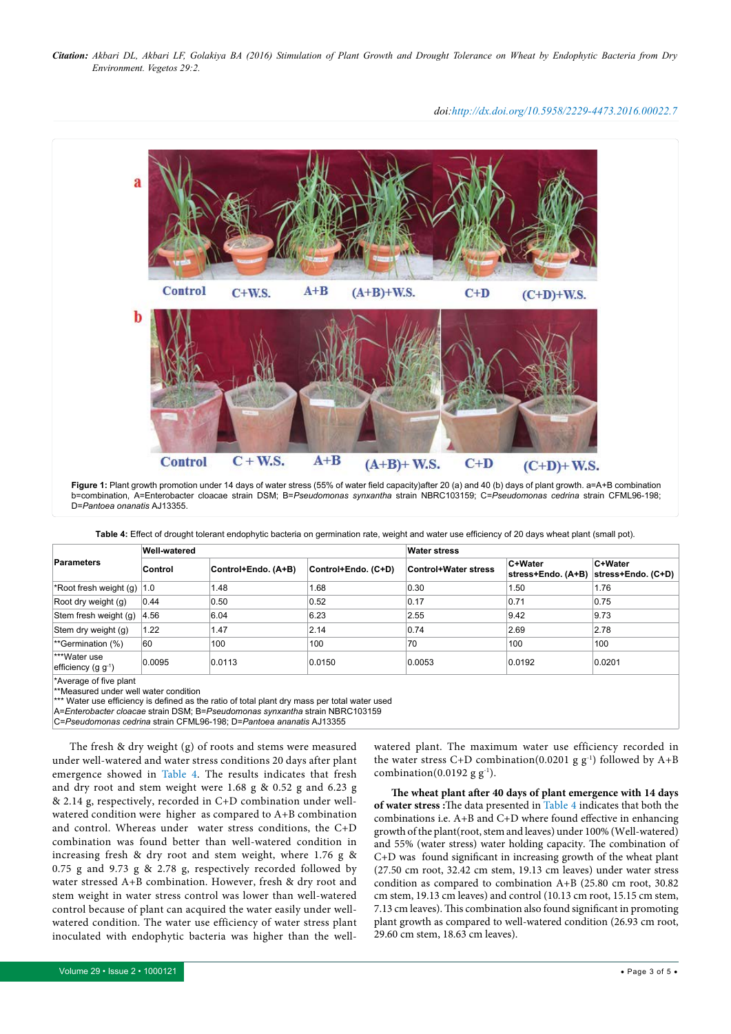Figure 1: Plant growth promotion under 14 days of water stress (55% of water field capacity)after 20 (a) and 40 (b) days of plant growth. a=A+B combination b=combination, A=Enterobacter cloacae strain DSM; B=*Pseudomonas synxantha* strain NBRC103159; C=*Pseudomonas cedrina* strain CFML96-198; D=*Pantoea onanatis* AJ13355.

**Table 4:** Effect of drought tolerant endophytic bacteria on germination rate, weight and water use efficiency of 20 days wheat plant (small pot).

| Parameters | Well-watered | | | Water stress | | |
|---|---|---|---|---|---|---|
| | Control | Control+Endo. (A+B) | Control+Endo. (C+D) | Control+Water stress | C+Water stress+Endo. (A+B) | C+Water stress+Endo. (C+D) |
| *Root fresh weight (g) | 1.0 | 1.48 | 1.68 | 0.30 | 1.50 | 1.76 |
| Root dry weight (g) | 0.44 | 0.50 | 0.52 | 0.17 | 0.71 | 0.75 |
| Stem fresh weight (g) | 4.56 | 6.04 | 6.23 | 2.55 | 9.42 | 9.73 |
| Stem dry weight (g) | 1.22 | 1.47 | 2.14 | 0.74 | 2.69 | 2.78 |
| **Germination (%) | 60 | 100 | 100 | 70 | 100 | 100 |
| ***Water use efficiency (g $g^{-1}$) | 0.0095 | 0.0113 | 0.0150 | 0.0053 | 0.0192 | 0.0201 |

*Average of five plant
**Measured under well water condition
*** Water use efficiency is defined as the ratio of total plant dry mass per total water used
A=*Enterobacter cloacae* strain DSM; B=*Pseudomonas synxantha* strain NBRC103159
C=*Pseudomonas cedrina* strain CFML96-198; D=*Pantoea ananatis* AJ13355

The fresh & dry weight (g) of roots and stems were measured under well-watered and water stress conditions 20 days after plant emergence showed in Table 4. The results indicates that fresh and dry root and stem weight were 1.68 g & 0.52 g and 6.23 g & 2.14 g, respectively, recorded in C+D combination under well-watered condition were higher as compared to A+B combination and control. Whereas under water stress conditions, the C+D combination was found better than well-watered condition in increasing fresh & dry root and stem weight, where 1.76 g & 0.75 g and 9.73 g & 2.78 g, respectively recorded followed by water stressed A+B combination. However, fresh & dry root and stem weight in water stress control was lower than well-watered control because of plant can acquired the water easily under well-watered condition. The water use efficiency of water stress plant inoculated with endophytic bacteria was higher than the well-watered plant. The maximum water use efficiency recorded in the water stress C+D combination(0.0201 g $g^{-1}$) followed by A+B combination(0.0192 g $g^{-1}$).

**The wheat plant after 40 days of plant emergence with 14 days of water stress :**The data presented in Table 4 indicates that both the combinations i.e. A+B and C+D where found effective in enhancing growth of the plant(root, stem and leaves) under 100% (Well-watered) and 55% (water stress) water holding capacity. The combination of C+D was found significant in increasing growth of the wheat plant (27.50 cm root, 32.42 cm stem, 19.13 cm leaves) under water stress condition as compared to combination A+B (25.80 cm root, 30.82 cm stem, 19.13 cm leaves) and control (10.13 cm root, 15.15 cm stem, 7.13 cm leaves). This combination also found significant in promoting plant growth as compared to well-watered condition (26.93 cm root, 29.60 cm stem, 18.63 cm leaves).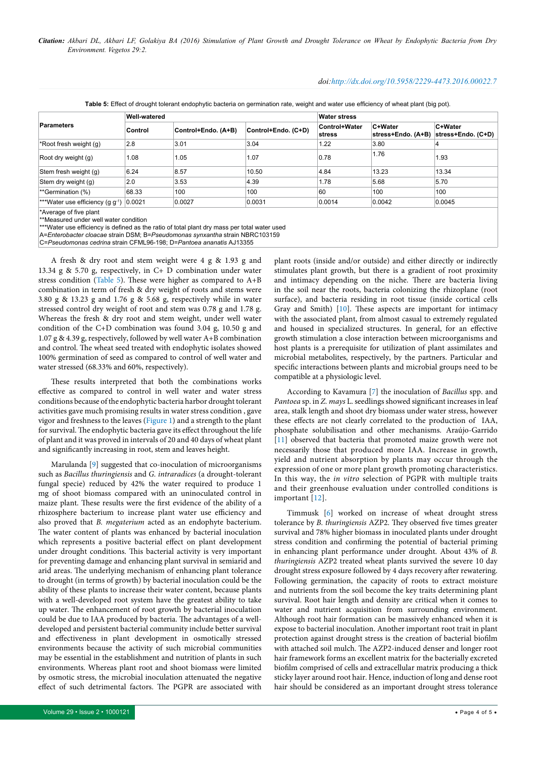**Table 5:** Effect of drought tolerant endophytic bacteria on germination rate, weight and water use efficiency of wheat plant (big pot).

| Parameters | Well-watered | | | Water stress | | |
|---|---|---|---|---|---|---|
| | Control | Control+Endo. (A+B) | Control+Endo. (C+D) | Control+Water stress | C+Water stress+Endo. (A+B) | C+Water stress+Endo. (C+D) |
| *Root fresh weight (g) | 2.8 | 3.01 | 3.04 | 1.22 | 3.80 | 4 |
| Root dry weight (g) | 1.08 | 1.05 | 1.07 | 0.78 | 1.76 | 1.93 |
| Stem fresh weight (g) | 6.24 | 8.57 | 10.50 | 4.84 | 13.23 | 13.34 |
| Stem dry weight (g) | 2.0 | 3.53 | 4.39 | 1.78 | 5.68 | 5.70 |
| **Germination (%) | 68.33 | 100 | 100 | 60 | 100 | 100 |
| ***Water use efficiency (g $g^{-1}$) | 0.0021 | 0.0027 | 0.0031 | 0.0014 | 0.0042 | 0.0045 |

*Average of five plant
**Measured under well water condition
***Water use efficiency is defined as the ratio of total plant dry mass per total water used
A=*Enterobacter cloacae* strain DSM; B=*Pseudomonas synxantha* strain NBRC103159
C=*Pseudomonas cedrina* strain CFML96-198; D=*Pantoea ananatis* AJ13355

A fresh & dry root and stem weight were 4 g & 1.93 g and 13.34 g & 5.70 g, respectively, in C+ D combination under water stress condition (Table 5). These were higher as compared to A+B combination in term of fresh & dry weight of roots and stems were 3.80 g & 13.23 g and 1.76 g & 5.68 g, respectively while in water stressed control dry weight of root and stem was 0.78 g and 1.78 g. Whereas the fresh & dry root and stem weight, under well water condition of the C+D combination was found 3.04 g, 10.50 g and 1.07 g & 4.39 g, respectively, followed by well water A+B combination and control. The wheat seed treated with endophytic isolates showed 100% germination of seed as compared to control of well water and water stressed (68.33% and 60%, respectively).

These results interpreted that both the combinations works effective as compared to control in well water and water stress conditions because of the endophytic bacteria harbor drought tolerant activities gave much promising results in water stress condition , gave vigor and freshness to the leaves (Figure 1) and a strength to the plant for survival. The endophytic bacteria gave its effect throughout the life of plant and it was proved in intervals of 20 and 40 days of wheat plant and significantly increasing in root, stem and leaves height.

Marulanda [9] suggested that co-inoculation of microorganisms such as *Bacillus thuringiensis* and *G. intraradices* (a drought-tolerant fungal specie) reduced by 42% the water required to produce 1 mg of shoot biomass compared with an uninoculated control in maize plant. These results were the first evidence of the ability of a rhizosphere bacterium to increase plant water use efficiency and also proved that *B. megaterium* acted as an endophyte bacterium. The water content of plants was enhanced by bacterial inoculation which represents a positive bacterial effect on plant development under drought conditions. This bacterial activity is very important for preventing damage and enhancing plant survival in semiarid and arid areas. The underlying mechanism of enhancing plant tolerance to drought (in terms of growth) by bacterial inoculation could be the ability of these plants to increase their water content, because plants with a well-developed root system have the greatest ability to take up water. The enhancement of root growth by bacterial inoculation could be due to IAA produced by bacteria. The advantages of a well-developed and persistent bacterial community include better survival and effectiveness in plant development in osmotically stressed environments because the activity of such microbial communities may be essential in the establishment and nutrition of plants in such environments. Whereas plant root and shoot biomass were limited by osmotic stress, the microbial inoculation attenuated the negative effect of such detrimental factors. The PGPR are associated with plant roots (inside and/or outside) and either directly or indirectly stimulates plant growth, but there is a gradient of root proximity and intimacy depending on the niche. There are bacteria living in the soil near the roots, bacteria colonizing the rhizoplane (root surface), and bacteria residing in root tissue (inside cortical cells Gray and Smith) [10]. These aspects are important for intimacy with the associated plant, from almost casual to extremely regulated and housed in specialized structures. In general, for an effective growth stimulation a close interaction between microorganisms and host plants is a prerequisite for utilization of plant assimilates and microbial metabolites, respectively, by the partners. Particular and specific interactions between plants and microbial groups need to be compatible at a physiologic level.

According to Kavamura [7] the inoculation of *Bacillus* spp. and *Pantoea* sp. in *Z. mays* L. seedlings showed significant increases in leaf area, stalk length and shoot dry biomass under water stress, however these effects are not clearly correlated to the production of IAA, phosphate solubilisation and other mechanisms. Araújo-Garrido [11] observed that bacteria that promoted maize growth were not necessarily those that produced more IAA. Increase in growth, yield and nutrient absorption by plants may occur through the expression of one or more plant growth promoting characteristics. In this way, the *in vitro* selection of PGPR with multiple traits and their greenhouse evaluation under controlled conditions is important [12].

Timmusk [6] worked on increase of wheat drought stress tolerance by *B. thuringiensis* AZP2. They observed five times greater survival and 78% higher biomass in inoculated plants under drought stress condition and confirming the potential of bacterial priming in enhancing plant performance under drought. About 43% of *B. thuringiensis* AZP2 treated wheat plants survived the severe 10 day drought stress exposure followed by 4 days recovery after rewatering. Following germination, the capacity of roots to extract moisture and nutrients from the soil become the key traits determining plant survival. Root hair length and density are critical when it comes to water and nutrient acquisition from surrounding environment. Although root hair formation can be massively enhanced when it is expose to bacterial inoculation. Another important root trait in plant protection against drought stress is the creation of bacterial biofilm with attached soil mulch. The AZP2-induced denser and longer root hair framework forms an excellent matrix for the bacterially excreted biofilm comprised of cells and extracellular matrix producing a thick sticky layer around root hair. Hence, induction of long and dense root hair should be considered as an important drought stress tolerance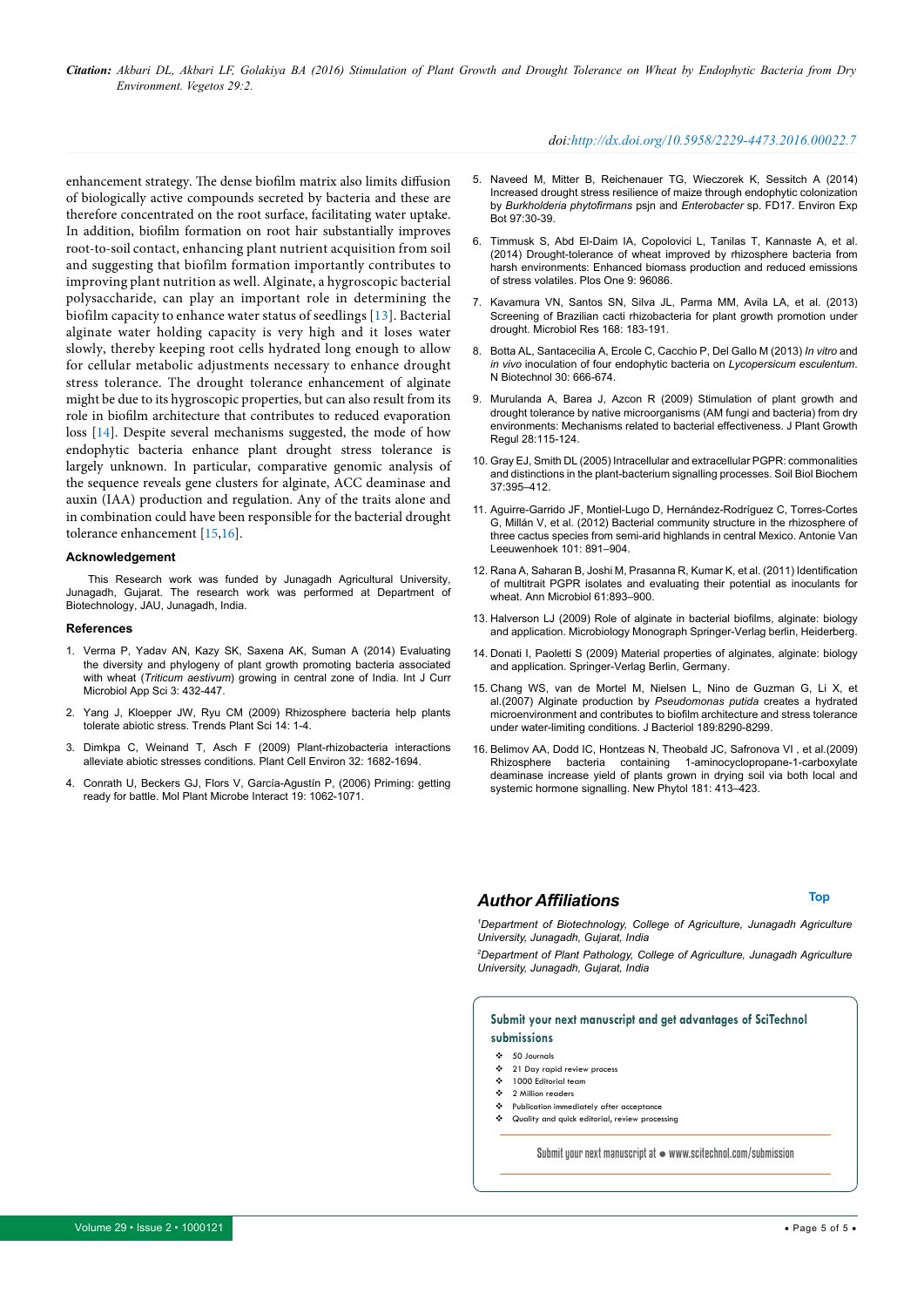enhancement strategy. The dense biofilm matrix also limits diffusion of biologically active compounds secreted by bacteria and these are therefore concentrated on the root surface, facilitating water uptake. In addition, biofilm formation on root hair substantially improves root-to-soil contact, enhancing plant nutrient acquisition from soil and suggesting that biofilm formation importantly contributes to improving plant nutrition as well. Alginate, a hygroscopic bacterial polysaccharide, can play an important role in determining the biofilm capacity to enhance water status of seedlings [13]. Bacterial alginate water holding capacity is very high and it loses water slowly, thereby keeping root cells hydrated long enough to allow for cellular metabolic adjustments necessary to enhance drought stress tolerance. The drought tolerance enhancement of alginate might be due to its hygroscopic properties, but can also result from its role in biofilm architecture that contributes to reduced evaporation loss [14]. Despite several mechanisms suggested, the mode of how endophytic bacteria enhance plant drought stress tolerance is largely unknown. In particular, comparative genomic analysis of the sequence reveals gene clusters for alginate, ACC deaminase and auxin (IAA) production and regulation. Any of the traits alone and in combination could have been responsible for the bacterial drought tolerance enhancement [15,16].

## Acknowledgement

This Research work was funded by Junagadh Agricultural University, Junagadh, Gujarat. The research work was performed at Department of Biotechnology, JAU, Junagadh, India.

## References

1. Verma P, Yadav AN, Kazy SK, Saxena AK, Suman A (2014) Evaluating the diversity and phylogeny of plant growth promoting bacteria associated with wheat (*Triticum aestivum*) growing in central zone of India. Int J Curr Microbiol App Sci 3: 432-447.
2. Yang J, Kloepper JW, Ryu CM (2009) Rhizosphere bacteria help plants tolerate abiotic stress. Trends Plant Sci 14: 1-4.
3. Dimkpa C, Weinand T, Asch F (2009) Plant-rhizobacteria interactions alleviate abiotic stresses conditions. Plant Cell Environ 32: 1682-1694.
4. Conrath U, Beckers GJ, Flors V, García-Agustín P, (2006) Priming: getting ready for battle. Mol Plant Microbe Interact 19: 1062-1071.
5. Naveed M, Mitter B, Reichenauer TG, Wieczorek K, Sessitch A (2014) Increased drought stress resilience of maize through endophytic colonization by *Burkholderia phytofirmans* psjn and *Enterobacter* sp. FD17. Environ Exp Bot 97:30-39.
6. Timmusk S, Abd El-Daim IA, Copolovici L, Tanilas T, Kannaste A, et al. (2014) Drought-tolerance of wheat improved by rhizosphere bacteria from harsh environments: Enhanced biomass production and reduced emissions of stress volatiles. Plos One 9: 96086.
7. Kavamura VN, Santos SN, Silva JL, Parma MM, Avila LA, et al. (2013) Screening of Brazilian cacti rhizobacteria for plant growth promotion under drought. Microbiol Res 168: 183-191.
8. Botta AL, Santacecilia A, Ercole C, Cacchio P, Del Gallo M (2013) *In vitro* and *in vivo* inoculation of four endophytic bacteria on *Lycopersicum esculentum*. N Biotechnol 30: 666-674.
9. Murulanda A, Barea J, Azcon R (2009) Stimulation of plant growth and drought tolerance by native microorganisms (AM fungi and bacteria) from dry environments: Mechanisms related to bacterial effectiveness. J Plant Growth Regul 28:115-124.
10. Gray EJ, Smith DL (2005) Intracellular and extracellular PGPR: commonalities and distinctions in the plant-bacterium signalling processes. Soil Biol Biochem 37:395–412.
11. Aguirre-Garrido JF, Montiel-Lugo D, Hernández-Rodríguez C, Torres-Cortes G, Millán V, et al. (2012) Bacterial community structure in the rhizosphere of three cactus species from semi-arid highlands in central Mexico. Antonie Van Leeuwenhoek 101: 891–904.
12. Rana A, Saharan B, Joshi M, Prasanna R, Kumar K, et al. (2011) Identification of multitrait PGPR isolates and evaluating their potential as inoculants for wheat. Ann Microbiol 61:893–900.
13. Halverson LJ (2009) Role of alginate in bacterial biofilms, alginate: biology and application. Microbiology Monograph Springer-Verlag berlin, Heiderberg.
14. Donati I, Paoletti S (2009) Material properties of alginates, alginate: biology and application. Springer-Verlag Berlin, Germany.
15. Chang WS, van de Mortel M, Nielsen L, Nino de Guzman G, Li X, et al.(2007) Alginate production by *Pseudomonas putida* creates a hydrated microenvironment and contributes to biofilm architecture and stress tolerance under water-limiting conditions. J Bacteriol 189:8290-8299.
16. Belimov AA, Dodd IC, Hontzeas N, Theobald JC, Safronova VI , et al.(2009) Rhizosphere bacteria containing 1-aminocyclopropane-1-carboxylate deaminase increase yield of plants grown in drying soil via both local and systemic hormone signalling. New Phytol 181: 413–423.

## Author Affiliations

[1]Department of Biotechnology, College of Agriculture, Junagadh Agriculture University, Junagadh, Gujarat, India

[2]Department of Plant Pathology, College of Agriculture, Junagadh Agriculture University, Junagadh, Gujarat, India